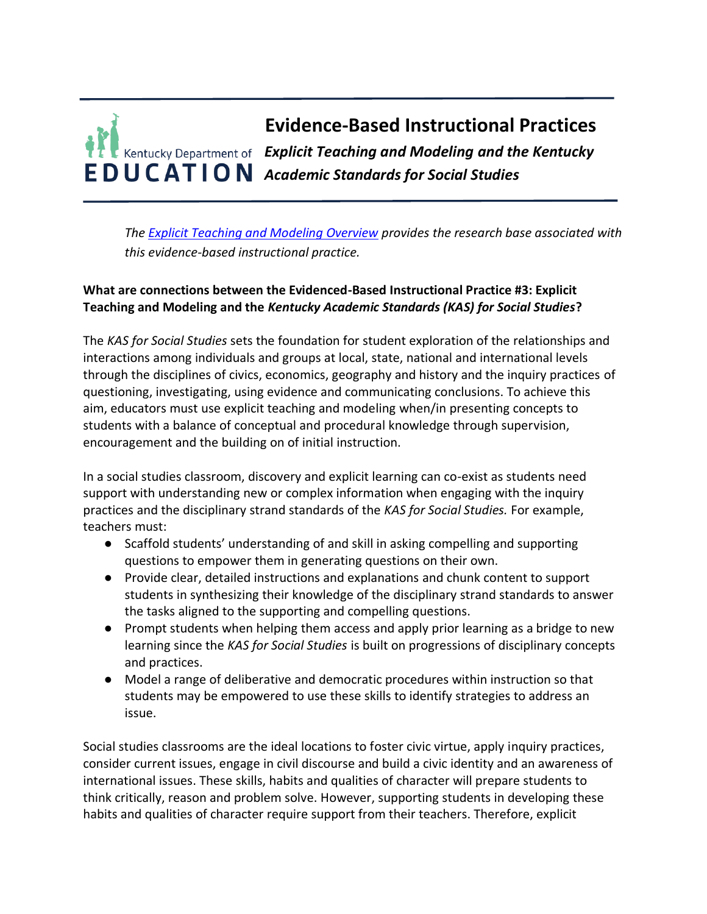# Evidence-Based Instructional Practices

## *Explicit Teaching and Modeling and the Kentucky Academic Standards for Social Studies*

*The [Explicit Teaching and Modeling Overview]() provides the research base associated with this evidence-based instructional practice.*

**What are connections between the Evidenced-Based Instructional Practice #3: Explicit Teaching and Modeling and the *Kentucky Academic Standards (KAS) for Social Studies*?**

The *KAS for Social Studies* sets the foundation for student exploration of the relationships and interactions among individuals and groups at local, state, national and international levels through the disciplines of civics, economics, geography and history and the inquiry practices of questioning, investigating, using evidence and communicating conclusions. To achieve this aim, educators must use explicit teaching and modeling when/in presenting concepts to students with a balance of conceptual and procedural knowledge through supervision, encouragement and the building on of initial instruction.

In a social studies classroom, discovery and explicit learning can co-exist as students need support with understanding new or complex information when engaging with the inquiry practices and the disciplinary strand standards of the *KAS for Social Studies.* For example, teachers must:

- Scaffold students' understanding of and skill in asking compelling and supporting questions to empower them in generating questions on their own.
- Provide clear, detailed instructions and explanations and chunk content to support students in synthesizing their knowledge of the disciplinary strand standards to answer the tasks aligned to the supporting and compelling questions.
- Prompt students when helping them access and apply prior learning as a bridge to new learning since the *KAS for Social Studies* is built on progressions of disciplinary concepts and practices.
- Model a range of deliberative and democratic procedures within instruction so that students may be empowered to use these skills to identify strategies to address an issue.

Social studies classrooms are the ideal locations to foster civic virtue, apply inquiry practices, consider current issues, engage in civil discourse and build a civic identity and an awareness of international issues. These skills, habits and qualities of character will prepare students to think critically, reason and problem solve. However, supporting students in developing these habits and qualities of character require support from their teachers. Therefore, explicit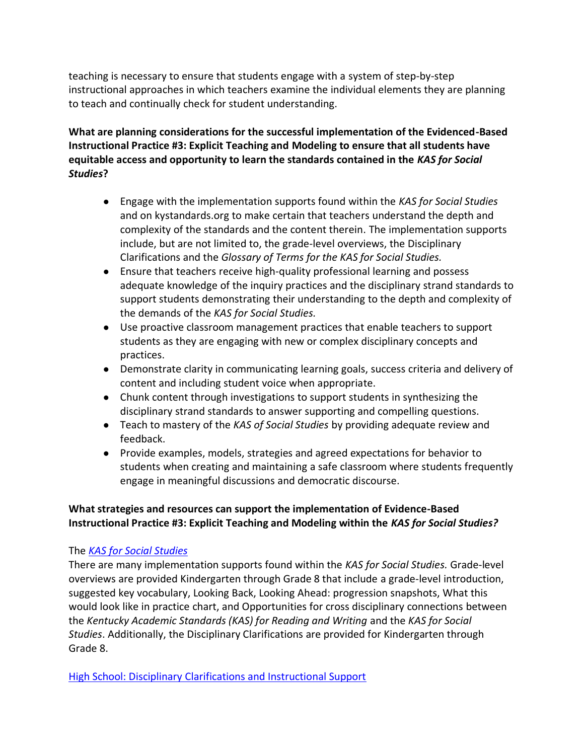teaching is necessary to ensure that students engage with a system of step-by-step instructional approaches in which teachers examine the individual elements they are planning to teach and continually check for student understanding.

**What are planning considerations for the successful implementation of the Evidenced-Based Instructional Practice #3: Explicit Teaching and Modeling to ensure that all students have equitable access and opportunity to learn the standards contained in the *KAS for Social Studies*?**

- Engage with the implementation supports found within the *KAS for Social Studies* and on kystandards.org to make certain that teachers understand the depth and complexity of the standards and the content therein. The implementation supports include, but are not limited to, the grade-level overviews, the Disciplinary Clarifications and the *Glossary of Terms for the KAS for Social Studies.*
- Ensure that teachers receive high-quality professional learning and possess adequate knowledge of the inquiry practices and the disciplinary strand standards to support students demonstrating their understanding to the depth and complexity of the demands of the *KAS for Social Studies.*
- Use proactive classroom management practices that enable teachers to support students as they are engaging with new or complex disciplinary concepts and practices.
- Demonstrate clarity in communicating learning goals, success criteria and delivery of content and including student voice when appropriate.
- Chunk content through investigations to support students in synthesizing the disciplinary strand standards to answer supporting and compelling questions.
- Teach to mastery of the *KAS of Social Studies* by providing adequate review and feedback.
- Provide examples, models, strategies and agreed expectations for behavior to students when creating and maintaining a safe classroom where students frequently engage in meaningful discussions and democratic discourse.

**What strategies and resources can support the implementation of Evidence-Based Instructional Practice #3: Explicit Teaching and Modeling within the *KAS for Social Studies?***

The *KAS for Social Studies*

There are many implementation supports found within the *KAS for Social Studies.* Grade-level overviews are provided Kindergarten through Grade 8 that include a grade-level introduction, suggested key vocabulary, Looking Back, Looking Ahead: progression snapshots, What this would look like in practice chart, and Opportunities for cross disciplinary connections between the *Kentucky Academic Standards (KAS) for Reading and Writing* and the *KAS for Social Studies*. Additionally, the Disciplinary Clarifications are provided for Kindergarten through Grade 8.

High School: Disciplinary Clarifications and Instructional Support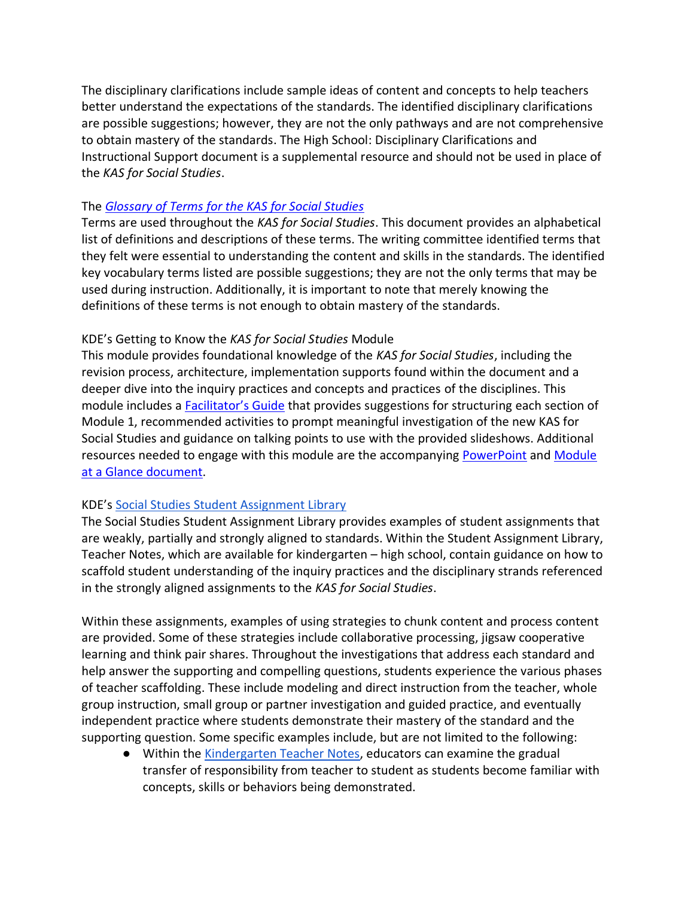The disciplinary clarifications include sample ideas of content and concepts to help teachers better understand the expectations of the standards. The identified disciplinary clarifications are possible suggestions; however, they are not the only pathways and are not comprehensive to obtain mastery of the standards. The High School: Disciplinary Clarifications and Instructional Support document is a supplemental resource and should not be used in place of the *KAS for Social Studies*.

The [*Glossary of Terms for the KAS for Social Studies*]()
Terms are used throughout the *KAS for Social Studies*. This document provides an alphabetical list of definitions and descriptions of these terms. The writing committee identified terms that they felt were essential to understanding the content and skills in the standards. The identified key vocabulary terms listed are possible suggestions; they are not the only terms that may be used during instruction. Additionally, it is important to note that merely knowing the definitions of these terms is not enough to obtain mastery of the standards.

KDE's Getting to Know the *KAS for Social Studies* Module
This module provides foundational knowledge of the *KAS for Social Studies*, including the revision process, architecture, implementation supports found within the document and a deeper dive into the inquiry practices and concepts and practices of the disciplines. This module includes a [Facilitator's Guide]() that provides suggestions for structuring each section of Module 1, recommended activities to prompt meaningful investigation of the new KAS for Social Studies and guidance on talking points to use with the provided slideshows. Additional resources needed to engage with this module are the accompanying [PowerPoint]() and [Module at a Glance document]().

KDE's [Social Studies Student Assignment Library]()
The Social Studies Student Assignment Library provides examples of student assignments that are weakly, partially and strongly aligned to standards. Within the Student Assignment Library, Teacher Notes, which are available for kindergarten – high school, contain guidance on how to scaffold student understanding of the inquiry practices and the disciplinary strands referenced in the strongly aligned assignments to the *KAS for Social Studies*.

Within these assignments, examples of using strategies to chunk content and process content are provided. Some of these strategies include collaborative processing, jigsaw cooperative learning and think pair shares. Throughout the investigations that address each standard and help answer the supporting and compelling questions, students experience the various phases of teacher scaffolding. These include modeling and direct instruction from the teacher, whole group instruction, small group or partner investigation and guided practice, and eventually independent practice where students demonstrate their mastery of the standard and the supporting question. Some specific examples include, but are not limited to the following:

- Within the [Kindergarten Teacher Notes](), educators can examine the gradual transfer of responsibility from teacher to student as students become familiar with concepts, skills or behaviors being demonstrated.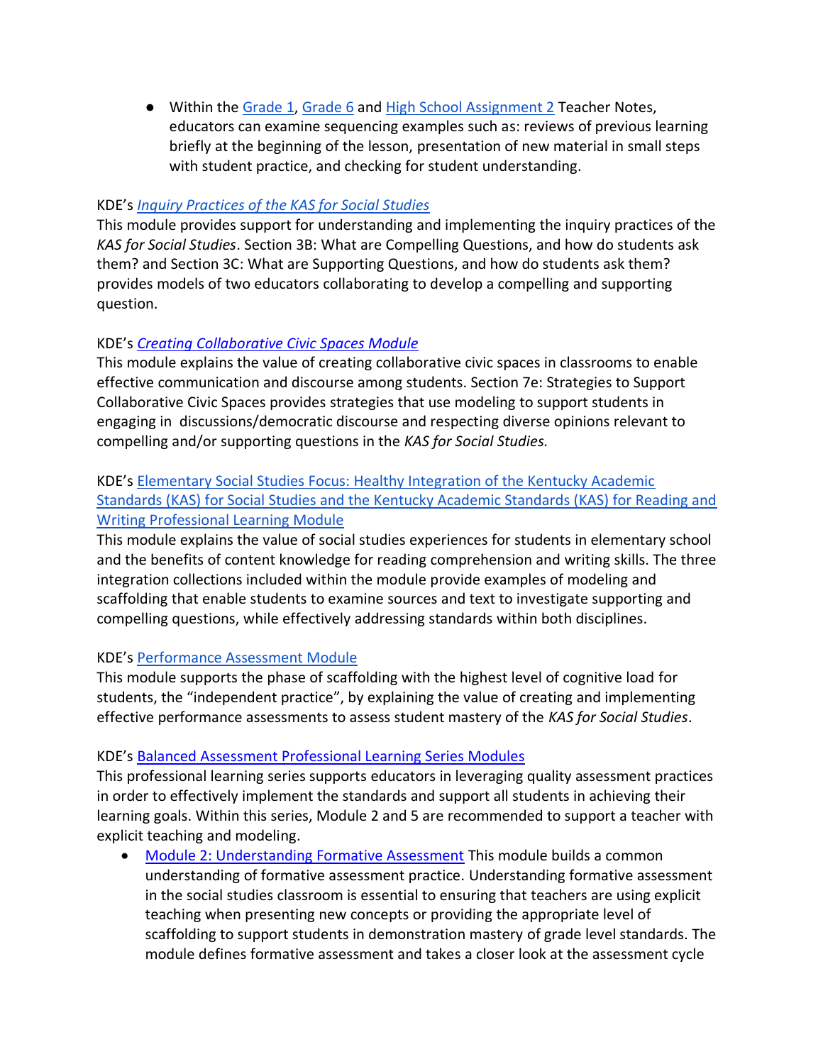- Within the Grade 1, Grade 6 and High School Assignment 2 Teacher Notes, educators can examine sequencing examples such as: reviews of previous learning briefly at the beginning of the lesson, presentation of new material in small steps with student practice, and checking for student understanding.

KDE's *Inquiry Practices of the KAS for Social Studies*
This module provides support for understanding and implementing the inquiry practices of the *KAS for Social Studies*. Section 3B: What are Compelling Questions, and how do students ask them? and Section 3C: What are Supporting Questions, and how do students ask them? provides models of two educators collaborating to develop a compelling and supporting question.

KDE's *Creating Collaborative Civic Spaces Module*
This module explains the value of creating collaborative civic spaces in classrooms to enable effective communication and discourse among students. Section 7e: Strategies to Support Collaborative Civic Spaces provides strategies that use modeling to support students in engaging in discussions/democratic discourse and respecting diverse opinions relevant to compelling and/or supporting questions in the *KAS for Social Studies.*

KDE's Elementary Social Studies Focus: Healthy Integration of the Kentucky Academic Standards (KAS) for Social Studies and the Kentucky Academic Standards (KAS) for Reading and Writing Professional Learning Module
This module explains the value of social studies experiences for students in elementary school and the benefits of content knowledge for reading comprehension and writing skills. The three integration collections included within the module provide examples of modeling and scaffolding that enable students to examine sources and text to investigate supporting and compelling questions, while effectively addressing standards within both disciplines.

KDE's Performance Assessment Module
This module supports the phase of scaffolding with the highest level of cognitive load for students, the "independent practice", by explaining the value of creating and implementing effective performance assessments to assess student mastery of the *KAS for Social Studies*.

KDE's Balanced Assessment Professional Learning Series Modules
This professional learning series supports educators in leveraging quality assessment practices in order to effectively implement the standards and support all students in achieving their learning goals. Within this series, Module 2 and 5 are recommended to support a teacher with explicit teaching and modeling.

- Module 2: Understanding Formative Assessment This module builds a common understanding of formative assessment practice. Understanding formative assessment in the social studies classroom is essential to ensuring that teachers are using explicit teaching when presenting new concepts or providing the appropriate level of scaffolding to support students in demonstration mastery of grade level standards. The module defines formative assessment and takes a closer look at the assessment cycle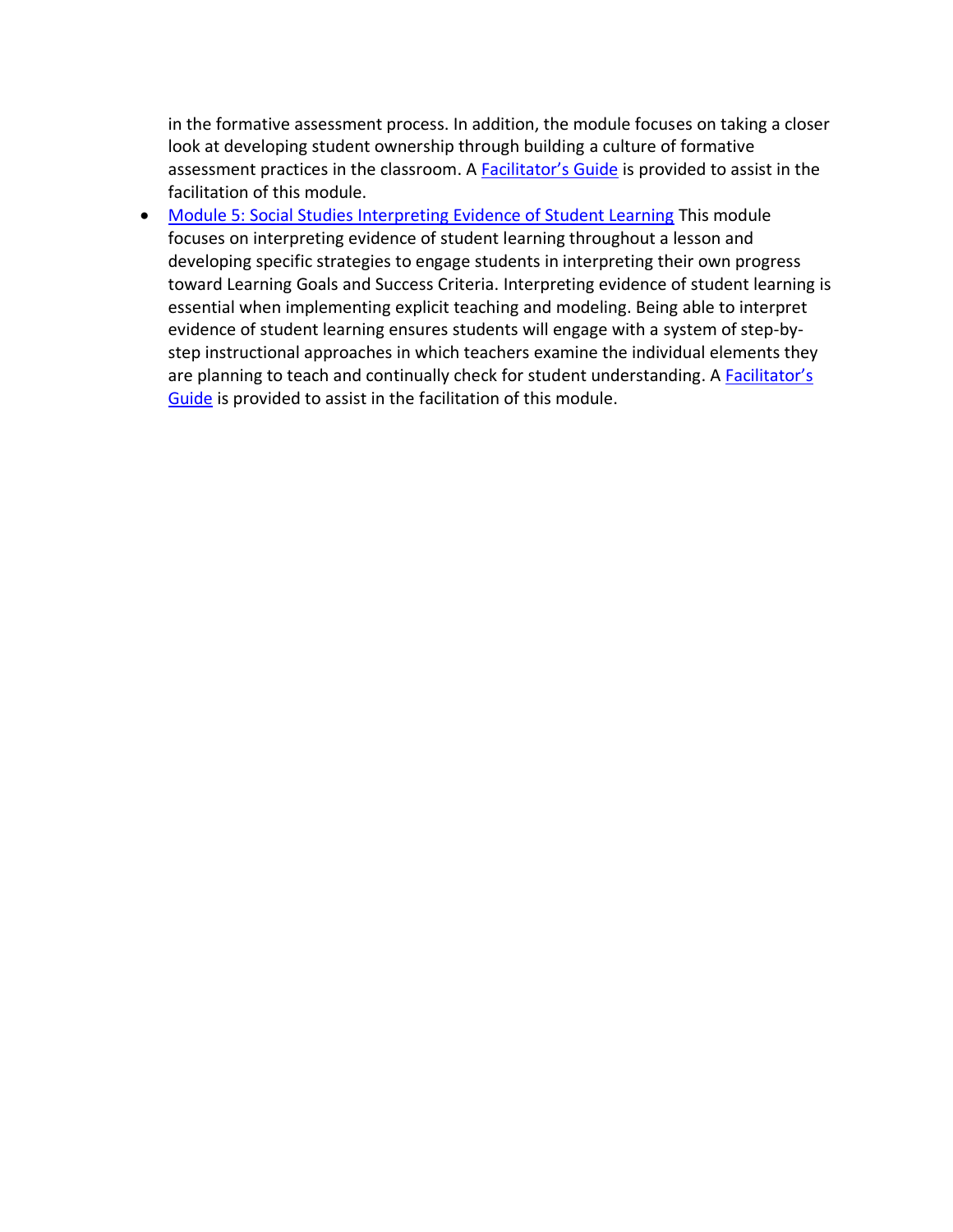in the formative assessment process. In addition, the module focuses on taking a closer look at developing student ownership through building a culture of formative assessment practices in the classroom. A Facilitator's Guide is provided to assist in the facilitation of this module.

- Module 5: Social Studies Interpreting Evidence of Student Learning This module focuses on interpreting evidence of student learning throughout a lesson and developing specific strategies to engage students in interpreting their own progress toward Learning Goals and Success Criteria. Interpreting evidence of student learning is essential when implementing explicit teaching and modeling. Being able to interpret evidence of student learning ensures students will engage with a system of step-by-step instructional approaches in which teachers examine the individual elements they are planning to teach and continually check for student understanding. A Facilitator's Guide is provided to assist in the facilitation of this module.